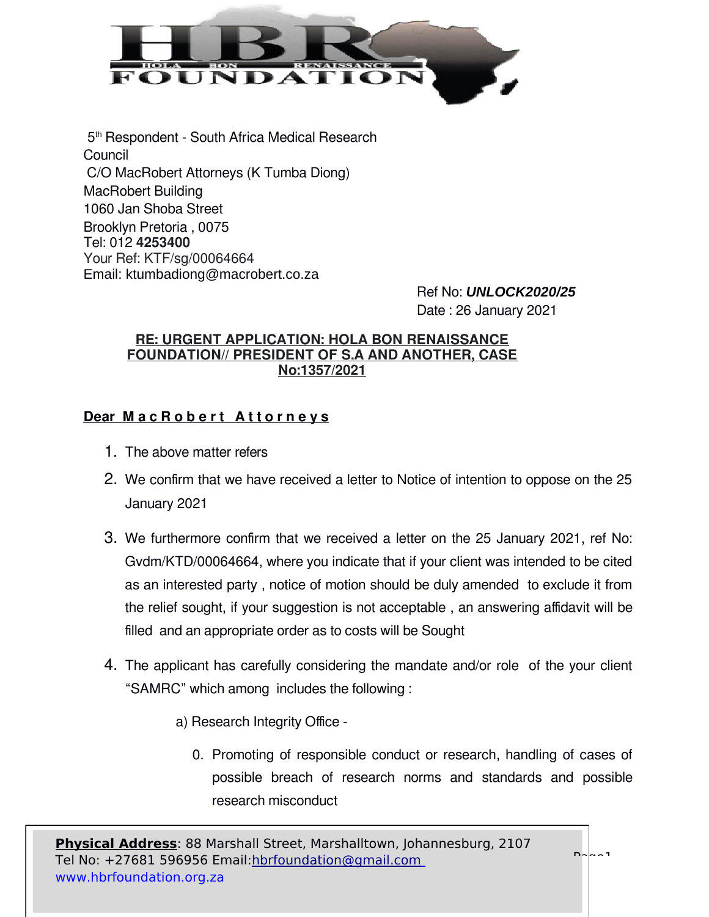HBR
HOLA BON RENAISSANCE
FOUNDATION

5th Respondent - South Africa Medical Research Council
C/O MacRobert Attorneys (K Tumba Diong)
MacRobert Building
1060 Jan Shoba Street
Brooklyn Pretoria , 0075
Tel: 012 **4253400**
Your Ref: KTF/sg/00064664
Email: ktumbadiong@macrobert.co.za

Ref No: ***UNLOCK2020/25***
Date : 26 January 2021

**RE: URGENT APPLICATION: HOLA BON RENAISSANCE FOUNDATION// PRESIDENT OF S.A AND ANOTHER, CASE No:1357/2021**

**Dear MacRobert Attorneys**

1. The above matter refers
2. We confirm that we have received a letter to Notice of intention to oppose on the 25 January 2021
3. We furthermore confirm that we received a letter on the 25 January 2021, ref No: Gvdm/KTD/00064664, where you indicate that if your client was intended to be cited as an interested party , notice of motion should be duly amended to exclude it from the relief sought, if your suggestion is not acceptable , an answering affidavit will be filled and an appropriate order as to costs will be Sought
4. The applicant has carefully considering the mandate and/or role of the your client "SAMRC" which among includes the following :

   a) Research Integrity Office -

      0. Promoting of responsible conduct or research, handling of cases of possible breach of research norms and standards and possible research misconduct

**Physical Address**: 88 Marshall Street, Marshalltown, Johannesburg, 2107
Tel No: +27681 596956 Email:hbrfoundation@gmail.com
www.hbrfoundation.org.za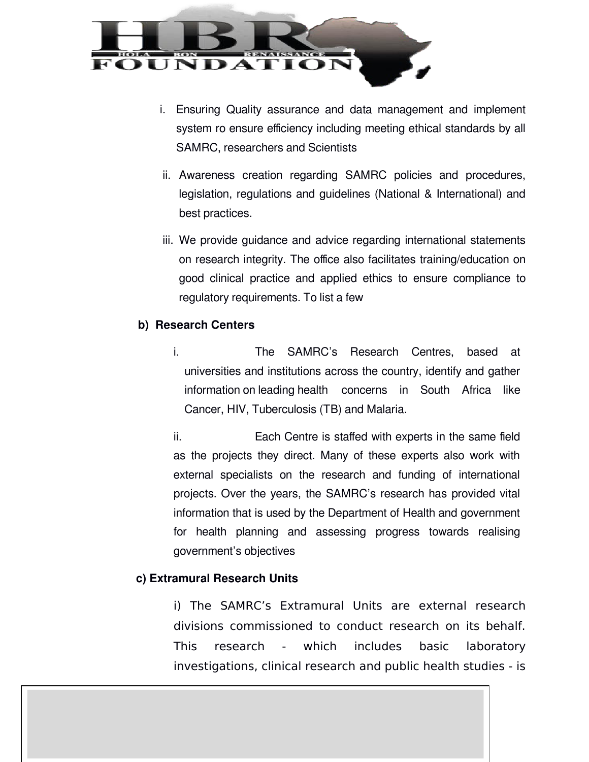i. Ensuring Quality assurance and data management and implement system ro ensure efficiency including meeting ethical standards by all SAMRC, researchers and Scientists

ii. Awareness creation regarding SAMRC policies and procedures, legislation, regulations and guidelines (National & International) and best practices.

iii. We provide guidance and advice regarding international statements on research integrity. The office also facilitates training/education on good clinical practice and applied ethics to ensure compliance to regulatory requirements. To list a few

**b) Research Centers**

i. The SAMRC's Research Centres, based at universities and institutions across the country, identify and gather information on leading health concerns in South Africa like Cancer, HIV, Tuberculosis (TB) and Malaria.

ii. Each Centre is staffed with experts in the same field as the projects they direct. Many of these experts also work with external specialists on the research and funding of international projects. Over the years, the SAMRC's research has provided vital information that is used by the Department of Health and government for health planning and assessing progress towards realising government's objectives

**c) Extramural Research Units**

i) The SAMRC's Extramural Units are external research divisions commissioned to conduct research on its behalf. This research - which includes basic laboratory investigations, clinical research and public health studies - is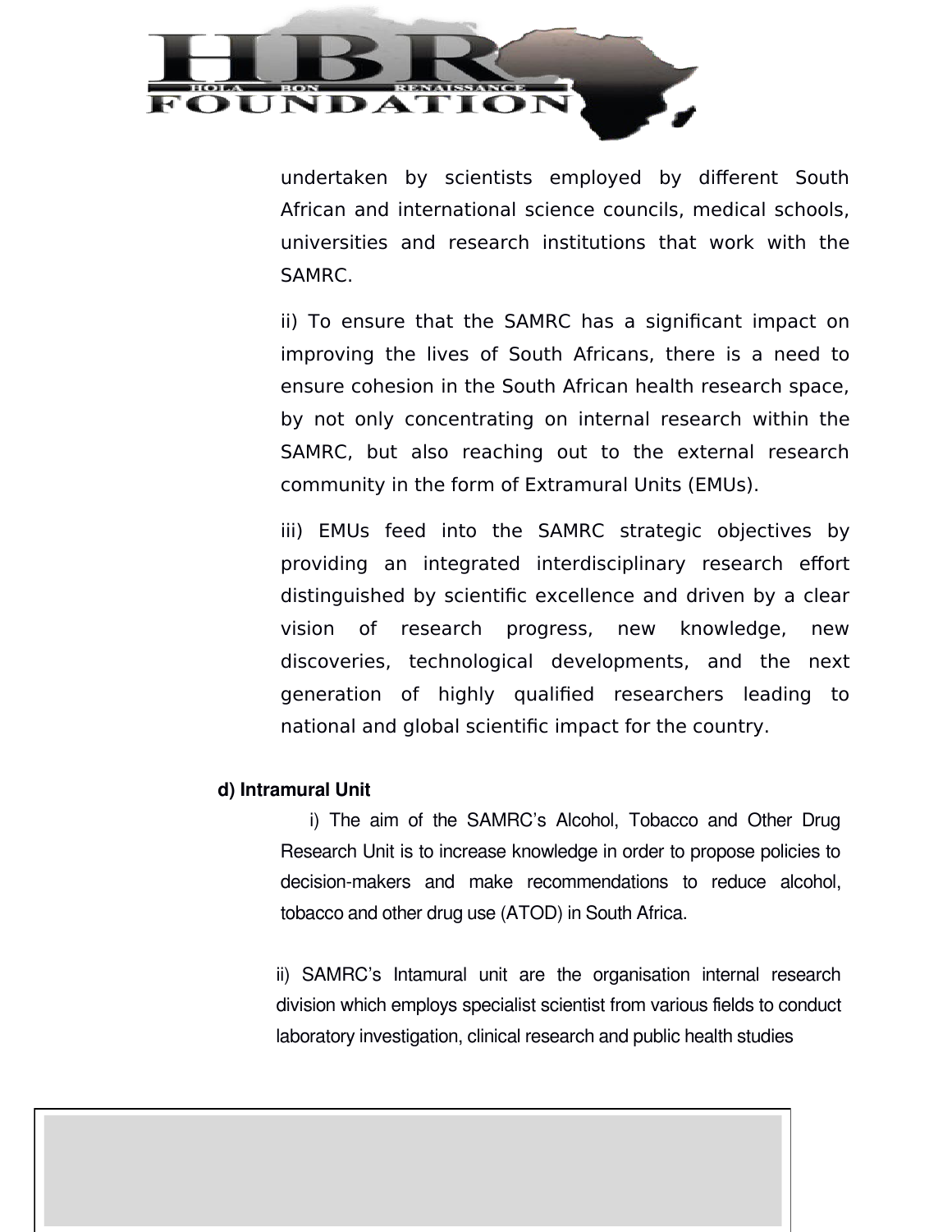undertaken by scientists employed by different South African and international science councils, medical schools, universities and research institutions that work with the SAMRC.

ii) To ensure that the SAMRC has a significant impact on improving the lives of South Africans, there is a need to ensure cohesion in the South African health research space, by not only concentrating on internal research within the SAMRC, but also reaching out to the external research community in the form of Extramural Units (EMUs).

iii) EMUs feed into the SAMRC strategic objectives by providing an integrated interdisciplinary research effort distinguished by scientific excellence and driven by a clear vision of research progress, new knowledge, new discoveries, technological developments, and the next generation of highly qualified researchers leading to national and global scientific impact for the country.

**d) Intramural Unit**

i) The aim of the SAMRC's Alcohol, Tobacco and Other Drug Research Unit is to increase knowledge in order to propose policies to decision-makers and make recommendations to reduce alcohol, tobacco and other drug use (ATOD) in South Africa.

ii) SAMRC's Intamural unit are the organisation internal research division which employs specialist scientist from various fields to conduct laboratory investigation, clinical research and public health studies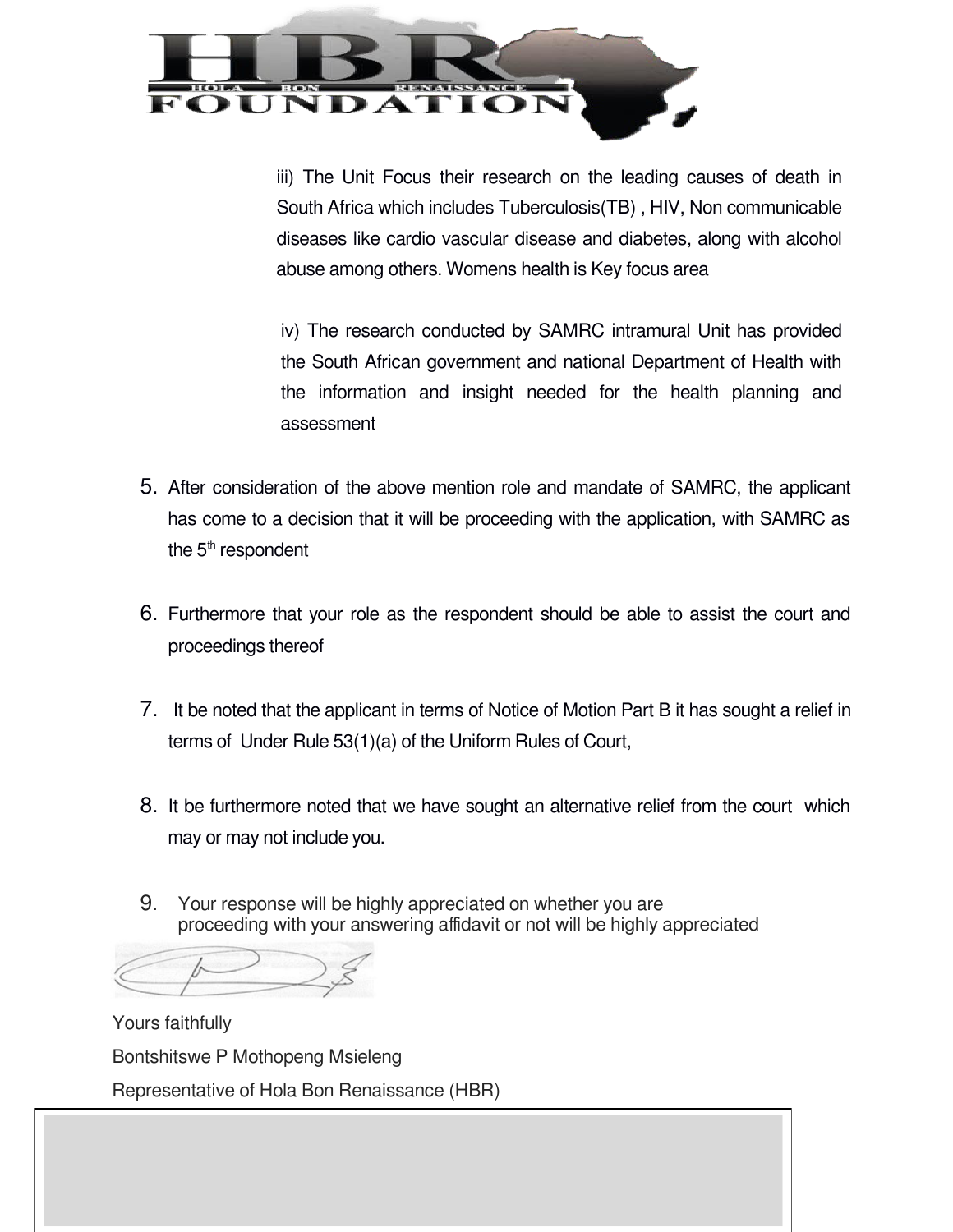HBR FOUNDATION
HOLA BON RENAISSANCE

iii) The Unit Focus their research on the leading causes of death in South Africa which includes Tuberculosis(TB) , HIV, Non communicable diseases like cardio vascular disease and diabetes, along with alcohol abuse among others. Womens health is Key focus area

iv) The research conducted by SAMRC intramural Unit has provided the South African government and national Department of Health with the information and insight needed for the health planning and assessment

5. After consideration of the above mention role and mandate of SAMRC, the applicant has come to a decision that it will be proceeding with the application, with SAMRC as the 5th respondent

6. Furthermore that your role as the respondent should be able to assist the court and proceedings thereof

7. It be noted that the applicant in terms of Notice of Motion Part B it has sought a relief in terms of Under Rule 53(1)(a) of the Uniform Rules of Court,

8. It be furthermore noted that we have sought an alternative relief from the court which may or may not include you.

9. Your response will be highly appreciated on whether you are proceeding with your answering affidavit or not will be highly appreciated

Yours faithfully

Bontshitswe P Mothopeng Msieleng

Representative of Hola Bon Renaissance (HBR)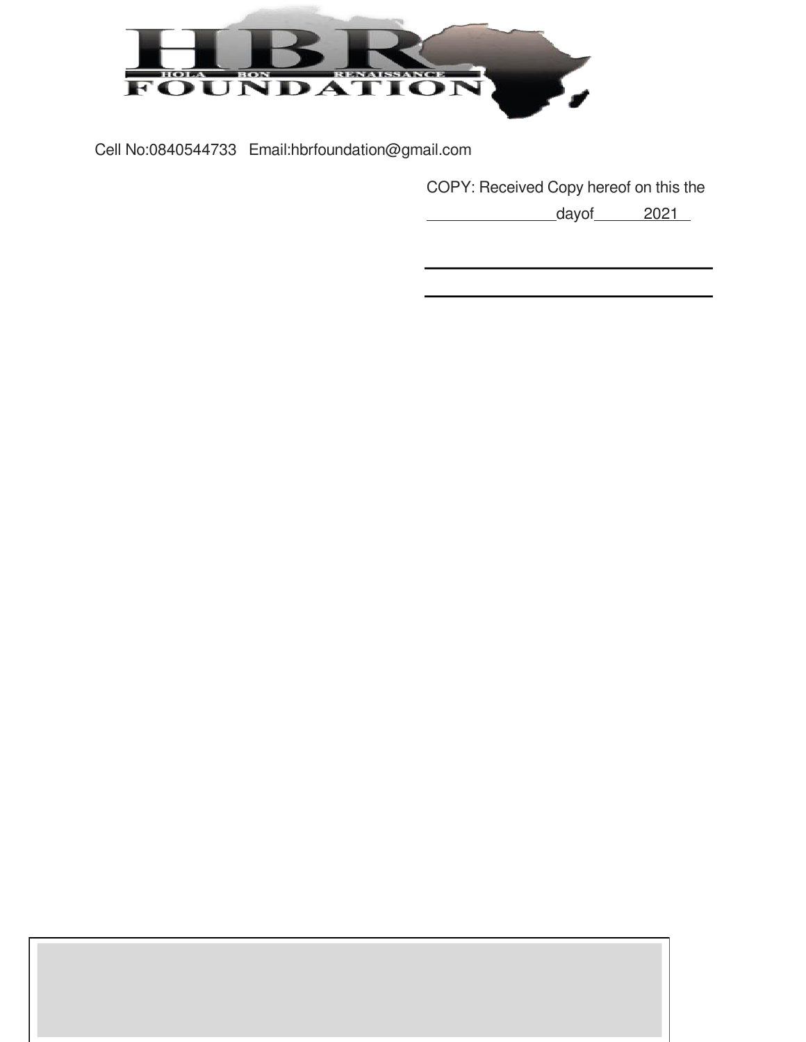HBR

HOLA BON RENAISSANCE

FOUNDATION

Cell No:0840544733 Email:hbrfoundation@gmail.com

COPY: Received Copy hereof on this the

\_\_\_\_\_\_\_\_\_\_\_\_\_\_\_dayof\_\_\_\_\_\_2021\_\_

\_\_\_\_\_\_\_\_\_\_\_\_\_\_\_\_\_\_\_\_\_\_\_\_\_\_\_\_\_\_\_\_\_\_

\_\_\_\_\_\_\_\_\_\_\_\_\_\_\_\_\_\_\_\_\_\_\_\_\_\_\_\_\_\_\_\_\_\_